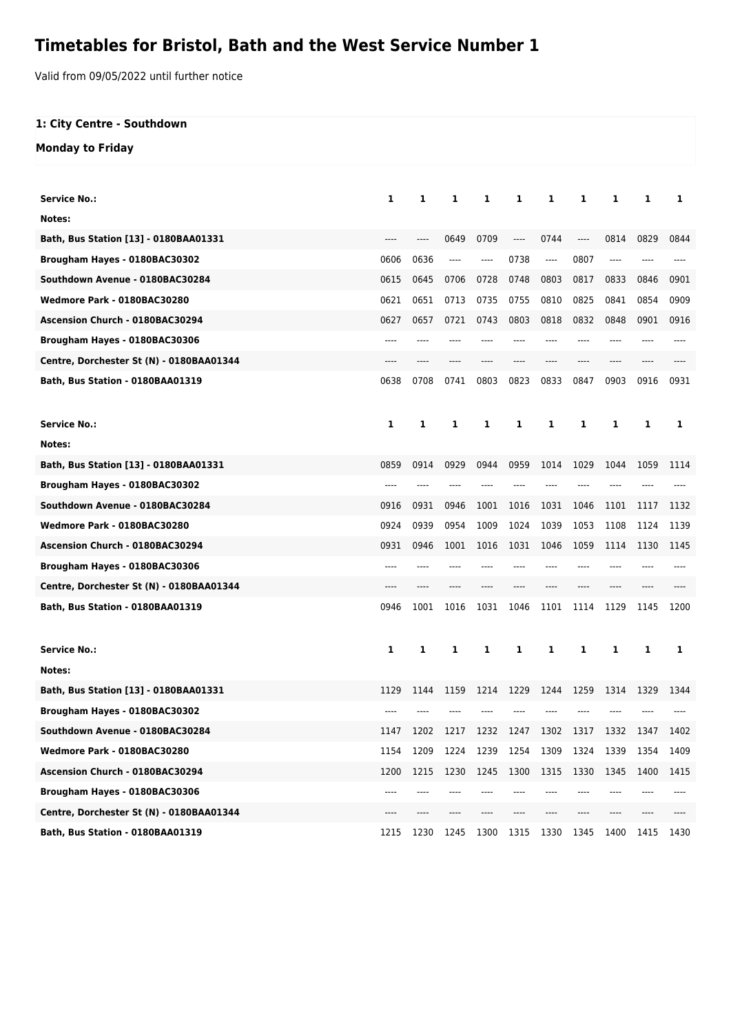# Timetables for Bristol, Bath and the West Service Number 1

Valid from 09/05/2022 until further notice

**1: City Centre - Southdown**

**Monday to Friday**

| **Service No.:** | **1** | **1** | **1** | **1** | **1** | **1** | **1** | **1** | **1** | **1** |
|---|---|---|---|---|---|---|---|---|---|---|
| **Notes:** | | | | | | | | | | |
| **Bath, Bus Station [13] - 0180BAA01331** | ---- | ---- | 0649 | 0709 | ---- | 0744 | ---- | 0814 | 0829 | 0844 |
| **Brougham Hayes - 0180BAC30302** | 0606 | 0636 | ---- | ---- | 0738 | ---- | 0807 | ---- | ---- | ---- |
| **Southdown Avenue - 0180BAC30284** | 0615 | 0645 | 0706 | 0728 | 0748 | 0803 | 0817 | 0833 | 0846 | 0901 |
| **Wedmore Park - 0180BAC30280** | 0621 | 0651 | 0713 | 0735 | 0755 | 0810 | 0825 | 0841 | 0854 | 0909 |
| **Ascension Church - 0180BAC30294** | 0627 | 0657 | 0721 | 0743 | 0803 | 0818 | 0832 | 0848 | 0901 | 0916 |
| **Brougham Hayes - 0180BAC30306** | ---- | ---- | ---- | ---- | ---- | ---- | ---- | ---- | ---- | ---- |
| **Centre, Dorchester St (N) - 0180BAA01344** | ---- | ---- | ---- | ---- | ---- | ---- | ---- | ---- | ---- | ---- |
| **Bath, Bus Station - 0180BAA01319** | 0638 | 0708 | 0741 | 0803 | 0823 | 0833 | 0847 | 0903 | 0916 | 0931 |

| **Service No.:** | **1** | **1** | **1** | **1** | **1** | **1** | **1** | **1** | **1** | **1** |
|---|---|---|---|---|---|---|---|---|---|---|
| **Notes:** | | | | | | | | | | |
| **Bath, Bus Station [13] - 0180BAA01331** | 0859 | 0914 | 0929 | 0944 | 0959 | 1014 | 1029 | 1044 | 1059 | 1114 |
| **Brougham Hayes - 0180BAC30302** | ---- | ---- | ---- | ---- | ---- | ---- | ---- | ---- | ---- | ---- |
| **Southdown Avenue - 0180BAC30284** | 0916 | 0931 | 0946 | 1001 | 1016 | 1031 | 1046 | 1101 | 1117 | 1132 |
| **Wedmore Park - 0180BAC30280** | 0924 | 0939 | 0954 | 1009 | 1024 | 1039 | 1053 | 1108 | 1124 | 1139 |
| **Ascension Church - 0180BAC30294** | 0931 | 0946 | 1001 | 1016 | 1031 | 1046 | 1059 | 1114 | 1130 | 1145 |
| **Brougham Hayes - 0180BAC30306** | ---- | ---- | ---- | ---- | ---- | ---- | ---- | ---- | ---- | ---- |
| **Centre, Dorchester St (N) - 0180BAA01344** | ---- | ---- | ---- | ---- | ---- | ---- | ---- | ---- | ---- | ---- |
| **Bath, Bus Station - 0180BAA01319** | 0946 | 1001 | 1016 | 1031 | 1046 | 1101 | 1114 | 1129 | 1145 | 1200 |

| **Service No.:** | **1** | **1** | **1** | **1** | **1** | **1** | **1** | **1** | **1** | **1** |
|---|---|---|---|---|---|---|---|---|---|---|
| **Notes:** | | | | | | | | | | |
| **Bath, Bus Station [13] - 0180BAA01331** | 1129 | 1144 | 1159 | 1214 | 1229 | 1244 | 1259 | 1314 | 1329 | 1344 |
| **Brougham Hayes - 0180BAC30302** | ---- | ---- | ---- | ---- | ---- | ---- | ---- | ---- | ---- | ---- |
| **Southdown Avenue - 0180BAC30284** | 1147 | 1202 | 1217 | 1232 | 1247 | 1302 | 1317 | 1332 | 1347 | 1402 |
| **Wedmore Park - 0180BAC30280** | 1154 | 1209 | 1224 | 1239 | 1254 | 1309 | 1324 | 1339 | 1354 | 1409 |
| **Ascension Church - 0180BAC30294** | 1200 | 1215 | 1230 | 1245 | 1300 | 1315 | 1330 | 1345 | 1400 | 1415 |
| **Brougham Hayes - 0180BAC30306** | ---- | ---- | ---- | ---- | ---- | ---- | ---- | ---- | ---- | ---- |
| **Centre, Dorchester St (N) - 0180BAA01344** | ---- | ---- | ---- | ---- | ---- | ---- | ---- | ---- | ---- | ---- |
| **Bath, Bus Station - 0180BAA01319** | 1215 | 1230 | 1245 | 1300 | 1315 | 1330 | 1345 | 1400 | 1415 | 1430 |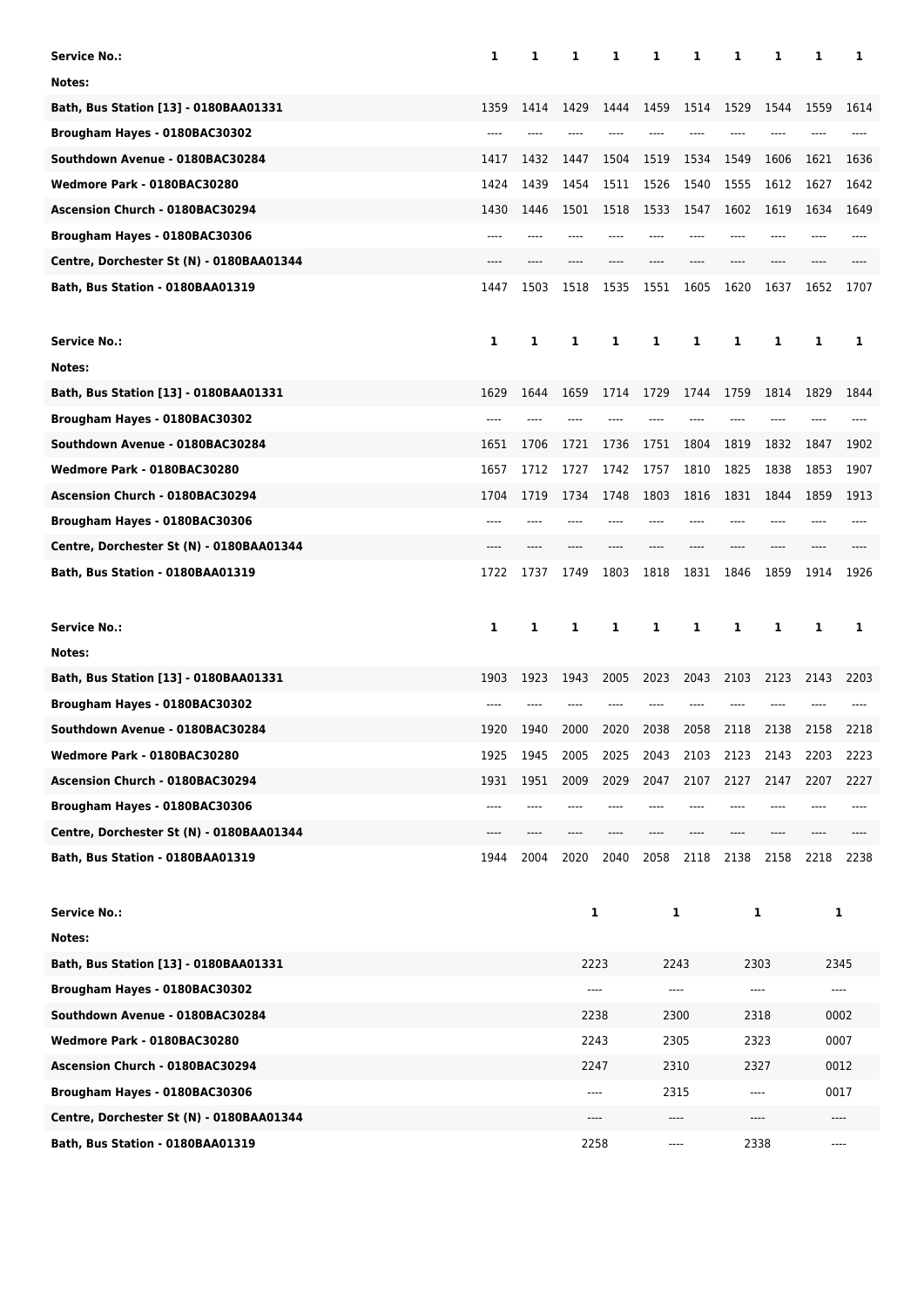| Service No.: | 1 | 1 | 1 | 1 | 1 | 1 | 1 | 1 | 1 | 1 |
|---|---|---|---|---|---|---|---|---|---|---|
| Notes: | | | | | | | | | | |
| Bath, Bus Station [13] - 0180BAA01331 | 1359 | 1414 | 1429 | 1444 | 1459 | 1514 | 1529 | 1544 | 1559 | 1614 |
| Brougham Hayes - 0180BAC30302 | ---- | ---- | ---- | ---- | ---- | ---- | ---- | ---- | ---- | ---- |
| Southdown Avenue - 0180BAC30284 | 1417 | 1432 | 1447 | 1504 | 1519 | 1534 | 1549 | 1606 | 1621 | 1636 |
| Wedmore Park - 0180BAC30280 | 1424 | 1439 | 1454 | 1511 | 1526 | 1540 | 1555 | 1612 | 1627 | 1642 |
| Ascension Church - 0180BAC30294 | 1430 | 1446 | 1501 | 1518 | 1533 | 1547 | 1602 | 1619 | 1634 | 1649 |
| Brougham Hayes - 0180BAC30306 | ---- | ---- | ---- | ---- | ---- | ---- | ---- | ---- | ---- | ---- |
| Centre, Dorchester St (N) - 0180BAA01344 | ---- | ---- | ---- | ---- | ---- | ---- | ---- | ---- | ---- | ---- |
| Bath, Bus Station - 0180BAA01319 | 1447 | 1503 | 1518 | 1535 | 1551 | 1605 | 1620 | 1637 | 1652 | 1707 |

| Service No.: | 1 | 1 | 1 | 1 | 1 | 1 | 1 | 1 | 1 | 1 |
|---|---|---|---|---|---|---|---|---|---|---|
| Notes: | | | | | | | | | | |
| Bath, Bus Station [13] - 0180BAA01331 | 1629 | 1644 | 1659 | 1714 | 1729 | 1744 | 1759 | 1814 | 1829 | 1844 |
| Brougham Hayes - 0180BAC30302 | ---- | ---- | ---- | ---- | ---- | ---- | ---- | ---- | ---- | ---- |
| Southdown Avenue - 0180BAC30284 | 1651 | 1706 | 1721 | 1736 | 1751 | 1804 | 1819 | 1832 | 1847 | 1902 |
| Wedmore Park - 0180BAC30280 | 1657 | 1712 | 1727 | 1742 | 1757 | 1810 | 1825 | 1838 | 1853 | 1907 |
| Ascension Church - 0180BAC30294 | 1704 | 1719 | 1734 | 1748 | 1803 | 1816 | 1831 | 1844 | 1859 | 1913 |
| Brougham Hayes - 0180BAC30306 | ---- | ---- | ---- | ---- | ---- | ---- | ---- | ---- | ---- | ---- |
| Centre, Dorchester St (N) - 0180BAA01344 | ---- | ---- | ---- | ---- | ---- | ---- | ---- | ---- | ---- | ---- |
| Bath, Bus Station - 0180BAA01319 | 1722 | 1737 | 1749 | 1803 | 1818 | 1831 | 1846 | 1859 | 1914 | 1926 |

| Service No.: | 1 | 1 | 1 | 1 | 1 | 1 | 1 | 1 | 1 | 1 |
|---|---|---|---|---|---|---|---|---|---|---|
| Notes: | | | | | | | | | | |
| Bath, Bus Station [13] - 0180BAA01331 | 1903 | 1923 | 1943 | 2005 | 2023 | 2043 | 2103 | 2123 | 2143 | 2203 |
| Brougham Hayes - 0180BAC30302 | ---- | ---- | ---- | ---- | ---- | ---- | ---- | ---- | ---- | ---- |
| Southdown Avenue - 0180BAC30284 | 1920 | 1940 | 2000 | 2020 | 2038 | 2058 | 2118 | 2138 | 2158 | 2218 |
| Wedmore Park - 0180BAC30280 | 1925 | 1945 | 2005 | 2025 | 2043 | 2103 | 2123 | 2143 | 2203 | 2223 |
| Ascension Church - 0180BAC30294 | 1931 | 1951 | 2009 | 2029 | 2047 | 2107 | 2127 | 2147 | 2207 | 2227 |
| Brougham Hayes - 0180BAC30306 | ---- | ---- | ---- | ---- | ---- | ---- | ---- | ---- | ---- | ---- |
| Centre, Dorchester St (N) - 0180BAA01344 | ---- | ---- | ---- | ---- | ---- | ---- | ---- | ---- | ---- | ---- |
| Bath, Bus Station - 0180BAA01319 | 1944 | 2004 | 2020 | 2040 | 2058 | 2118 | 2138 | 2158 | 2218 | 2238 |

| Service No.: | 1 | 1 | 1 | 1 |
|---|---|---|---|---|
| Notes: | | | | |
| Bath, Bus Station [13] - 0180BAA01331 | 2223 | 2243 | 2303 | 2345 |
| Brougham Hayes - 0180BAC30302 | ---- | ---- | ---- | ---- |
| Southdown Avenue - 0180BAC30284 | 2238 | 2300 | 2318 | 0002 |
| Wedmore Park - 0180BAC30280 | 2243 | 2305 | 2323 | 0007 |
| Ascension Church - 0180BAC30294 | 2247 | 2310 | 2327 | 0012 |
| Brougham Hayes - 0180BAC30306 | ---- | 2315 | ---- | 0017 |
| Centre, Dorchester St (N) - 0180BAA01344 | ---- | ---- | ---- | ---- |
| Bath, Bus Station - 0180BAA01319 | 2258 | ---- | 2338 | ---- |